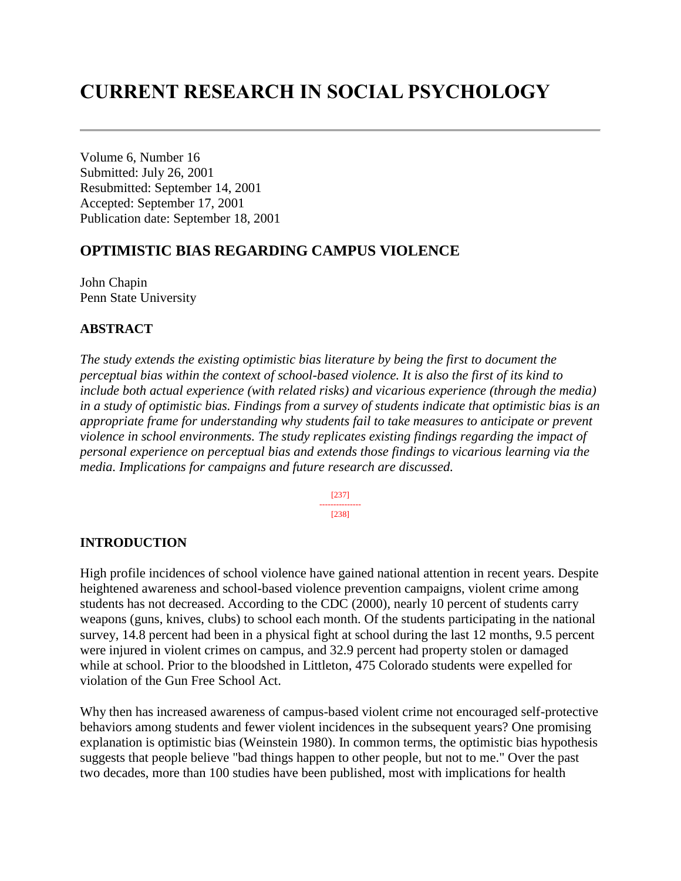# CURRENT RESEARCH IN SOCIAL PSYCHOLOGY

---

Volume 6, Number 16
Submitted: July 26, 2001
Resubmitted: September 14, 2001
Accepted: September 17, 2001
Publication date: September 18, 2001

## OPTIMISTIC BIAS REGARDING CAMPUS VIOLENCE

John Chapin
Penn State University

### ABSTRACT

*The study extends the existing optimistic bias literature by being the first to document the perceptual bias within the context of school-based violence. It is also the first of its kind to include both actual experience (with related risks) and vicarious experience (through the media) in a study of optimistic bias. Findings from a survey of students indicate that optimistic bias is an appropriate frame for understanding why students fail to take measures to anticipate or prevent violence in school environments. The study replicates existing findings regarding the impact of personal experience on perceptual bias and extends those findings to vicarious learning via the media. Implications for campaigns and future research are discussed.*

[237]
---------------
[238]

### INTRODUCTION

High profile incidences of school violence have gained national attention in recent years. Despite heightened awareness and school-based violence prevention campaigns, violent crime among students has not decreased. According to the CDC (2000), nearly 10 percent of students carry weapons (guns, knives, clubs) to school each month. Of the students participating in the national survey, 14.8 percent had been in a physical fight at school during the last 12 months, 9.5 percent were injured in violent crimes on campus, and 32.9 percent had property stolen or damaged while at school. Prior to the bloodshed in Littleton, 475 Colorado students were expelled for violation of the Gun Free School Act.

Why then has increased awareness of campus-based violent crime not encouraged self-protective behaviors among students and fewer violent incidences in the subsequent years? One promising explanation is optimistic bias (Weinstein 1980). In common terms, the optimistic bias hypothesis suggests that people believe "bad things happen to other people, but not to me." Over the past two decades, more than 100 studies have been published, most with implications for health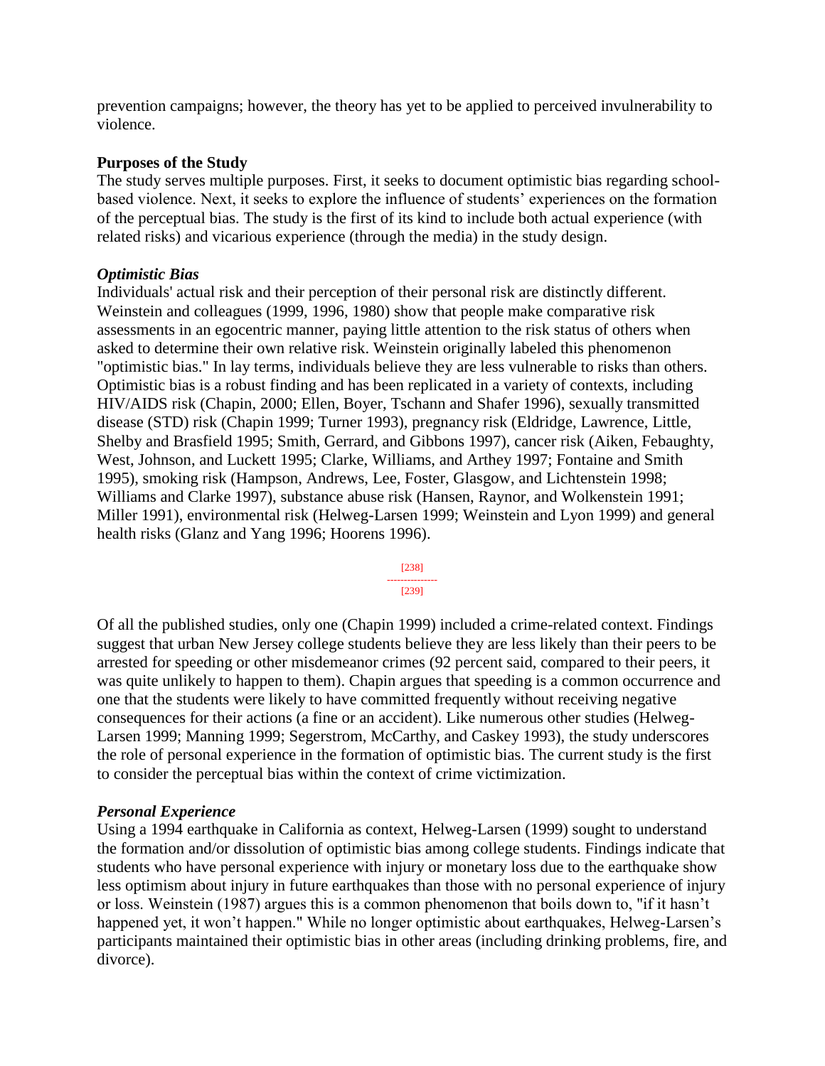prevention campaigns; however, the theory has yet to be applied to perceived invulnerability to violence.

### Purposes of the Study

The study serves multiple purposes. First, it seeks to document optimistic bias regarding school-based violence. Next, it seeks to explore the influence of students' experiences on the formation of the perceptual bias. The study is the first of its kind to include both actual experience (with related risks) and vicarious experience (through the media) in the study design.

### *Optimistic Bias*

Individuals' actual risk and their perception of their personal risk are distinctly different. Weinstein and colleagues (1999, 1996, 1980) show that people make comparative risk assessments in an egocentric manner, paying little attention to the risk status of others when asked to determine their own relative risk. Weinstein originally labeled this phenomenon "optimistic bias." In lay terms, individuals believe they are less vulnerable to risks than others. Optimistic bias is a robust finding and has been replicated in a variety of contexts, including HIV/AIDS risk (Chapin, 2000; Ellen, Boyer, Tschann and Shafer 1996), sexually transmitted disease (STD) risk (Chapin 1999; Turner 1993), pregnancy risk (Eldridge, Lawrence, Little, Shelby and Brasfield 1995; Smith, Gerrard, and Gibbons 1997), cancer risk (Aiken, Febaughty, West, Johnson, and Luckett 1995; Clarke, Williams, and Arthey 1997; Fontaine and Smith 1995), smoking risk (Hampson, Andrews, Lee, Foster, Glasgow, and Lichtenstein 1998; Williams and Clarke 1997), substance abuse risk (Hansen, Raynor, and Wolkenstein 1991; Miller 1991), environmental risk (Helweg-Larsen 1999; Weinstein and Lyon 1999) and general health risks (Glanz and Yang 1996; Hoorens 1996).

Of all the published studies, only one (Chapin 1999) included a crime-related context. Findings suggest that urban New Jersey college students believe they are less likely than their peers to be arrested for speeding or other misdemeanor crimes (92 percent said, compared to their peers, it was quite unlikely to happen to them). Chapin argues that speeding is a common occurrence and one that the students were likely to have committed frequently without receiving negative consequences for their actions (a fine or an accident). Like numerous other studies (Helweg-Larsen 1999; Manning 1999; Segerstrom, McCarthy, and Caskey 1993), the study underscores the role of personal experience in the formation of optimistic bias. The current study is the first to consider the perceptual bias within the context of crime victimization.

### *Personal Experience*

Using a 1994 earthquake in California as context, Helweg-Larsen (1999) sought to understand the formation and/or dissolution of optimistic bias among college students. Findings indicate that students who have personal experience with injury or monetary loss due to the earthquake show less optimism about injury in future earthquakes than those with no personal experience of injury or loss. Weinstein (1987) argues this is a common phenomenon that boils down to, "if it hasn't happened yet, it won't happen." While no longer optimistic about earthquakes, Helweg-Larsen's participants maintained their optimistic bias in other areas (including drinking problems, fire, and divorce).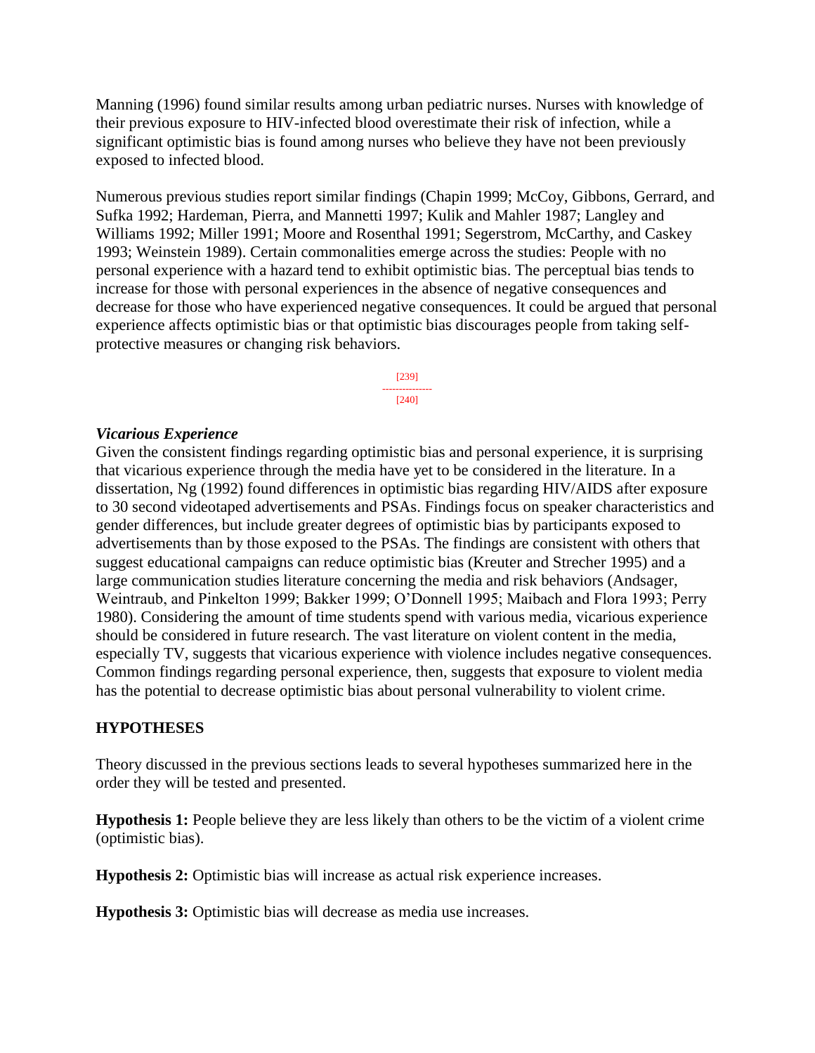Manning (1996) found similar results among urban pediatric nurses. Nurses with knowledge of their previous exposure to HIV-infected blood overestimate their risk of infection, while a significant optimistic bias is found among nurses who believe they have not been previously exposed to infected blood.

Numerous previous studies report similar findings (Chapin 1999; McCoy, Gibbons, Gerrard, and Sufka 1992; Hardeman, Pierra, and Mannetti 1997; Kulik and Mahler 1987; Langley and Williams 1992; Miller 1991; Moore and Rosenthal 1991; Segerstrom, McCarthy, and Caskey 1993; Weinstein 1989). Certain commonalities emerge across the studies: People with no personal experience with a hazard tend to exhibit optimistic bias. The perceptual bias tends to increase for those with personal experiences in the absence of negative consequences and decrease for those who have experienced negative consequences. It could be argued that personal experience affects optimistic bias or that optimistic bias discourages people from taking self-protective measures or changing risk behaviors.

***Vicarious Experience***

Given the consistent findings regarding optimistic bias and personal experience, it is surprising that vicarious experience through the media have yet to be considered in the literature. In a dissertation, Ng (1992) found differences in optimistic bias regarding HIV/AIDS after exposure to 30 second videotaped advertisements and PSAs. Findings focus on speaker characteristics and gender differences, but include greater degrees of optimistic bias by participants exposed to advertisements than by those exposed to the PSAs. The findings are consistent with others that suggest educational campaigns can reduce optimistic bias (Kreuter and Strecher 1995) and a large communication studies literature concerning the media and risk behaviors (Andsager, Weintraub, and Pinkelton 1999; Bakker 1999; O'Donnell 1995; Maibach and Flora 1993; Perry 1980). Considering the amount of time students spend with various media, vicarious experience should be considered in future research. The vast literature on violent content in the media, especially TV, suggests that vicarious experience with violence includes negative consequences. Common findings regarding personal experience, then, suggests that exposure to violent media has the potential to decrease optimistic bias about personal vulnerability to violent crime.

**HYPOTHESES**

Theory discussed in the previous sections leads to several hypotheses summarized here in the order they will be tested and presented.

**Hypothesis 1:** People believe they are less likely than others to be the victim of a violent crime (optimistic bias).

**Hypothesis 2:** Optimistic bias will increase as actual risk experience increases.

**Hypothesis 3:** Optimistic bias will decrease as media use increases.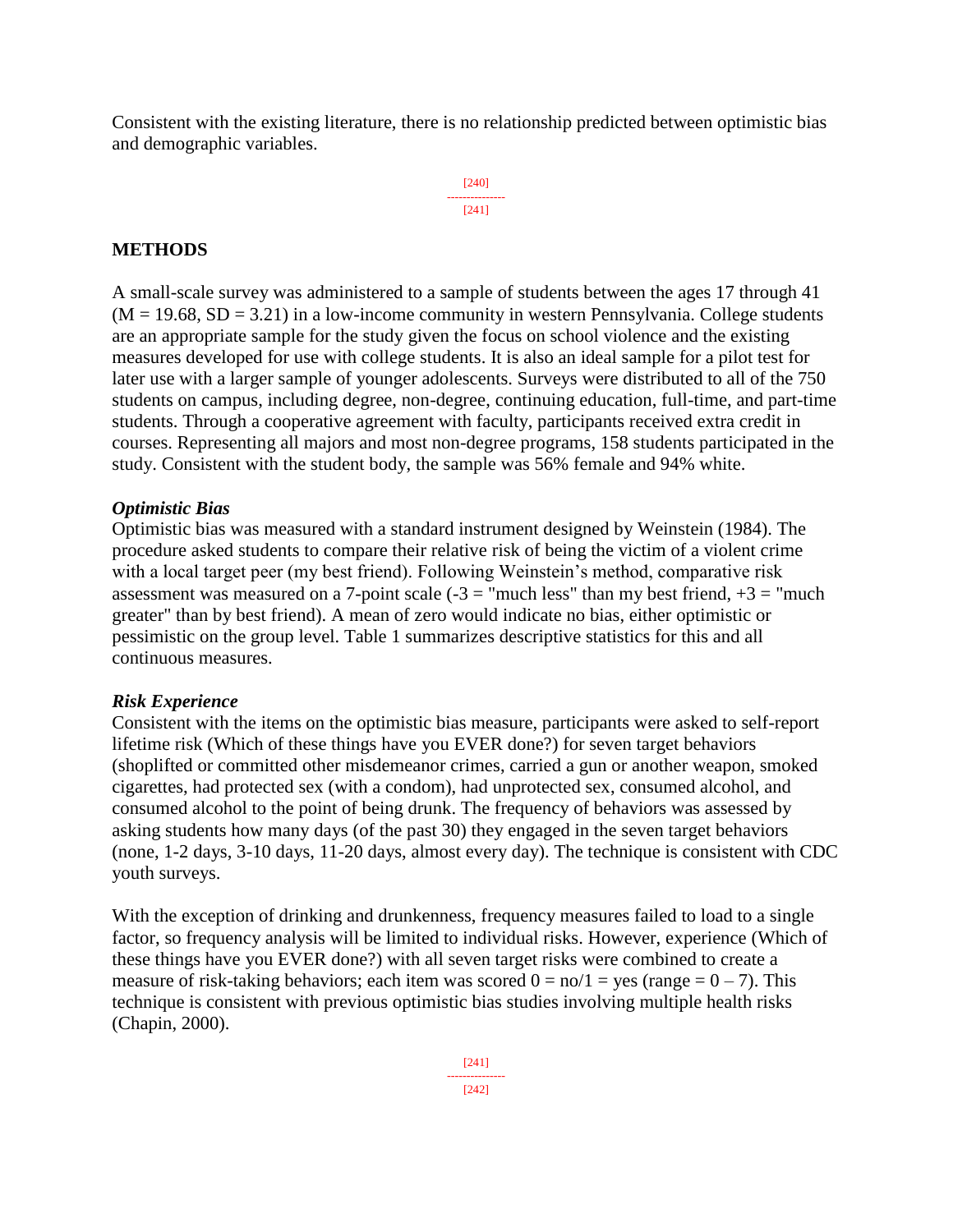Consistent with the existing literature, there is no relationship predicted between optimistic bias and demographic variables.

## METHODS

A small-scale survey was administered to a sample of students between the ages 17 through 41 (M = 19.68, SD = 3.21) in a low-income community in western Pennsylvania. College students are an appropriate sample for the study given the focus on school violence and the existing measures developed for use with college students. It is also an ideal sample for a pilot test for later use with a larger sample of younger adolescents. Surveys were distributed to all of the 750 students on campus, including degree, non-degree, continuing education, full-time, and part-time students. Through a cooperative agreement with faculty, participants received extra credit in courses. Representing all majors and most non-degree programs, 158 students participated in the study. Consistent with the student body, the sample was 56% female and 94% white.

### *Optimistic Bias*

Optimistic bias was measured with a standard instrument designed by Weinstein (1984). The procedure asked students to compare their relative risk of being the victim of a violent crime with a local target peer (my best friend). Following Weinstein's method, comparative risk assessment was measured on a 7-point scale (-3 = "much less" than my best friend, +3 = "much greater" than by best friend). A mean of zero would indicate no bias, either optimistic or pessimistic on the group level. Table 1 summarizes descriptive statistics for this and all continuous measures.

### *Risk Experience*

Consistent with the items on the optimistic bias measure, participants were asked to self-report lifetime risk (Which of these things have you EVER done?) for seven target behaviors (shoplifted or committed other misdemeanor crimes, carried a gun or another weapon, smoked cigarettes, had protected sex (with a condom), had unprotected sex, consumed alcohol, and consumed alcohol to the point of being drunk. The frequency of behaviors was assessed by asking students how many days (of the past 30) they engaged in the seven target behaviors (none, 1-2 days, 3-10 days, 11-20 days, almost every day). The technique is consistent with CDC youth surveys.

With the exception of drinking and drunkenness, frequency measures failed to load to a single factor, so frequency analysis will be limited to individual risks. However, experience (Which of these things have you EVER done?) with all seven target risks were combined to create a measure of risk-taking behaviors; each item was scored 0 = no/1 = yes (range = 0 – 7). This technique is consistent with previous optimistic bias studies involving multiple health risks (Chapin, 2000).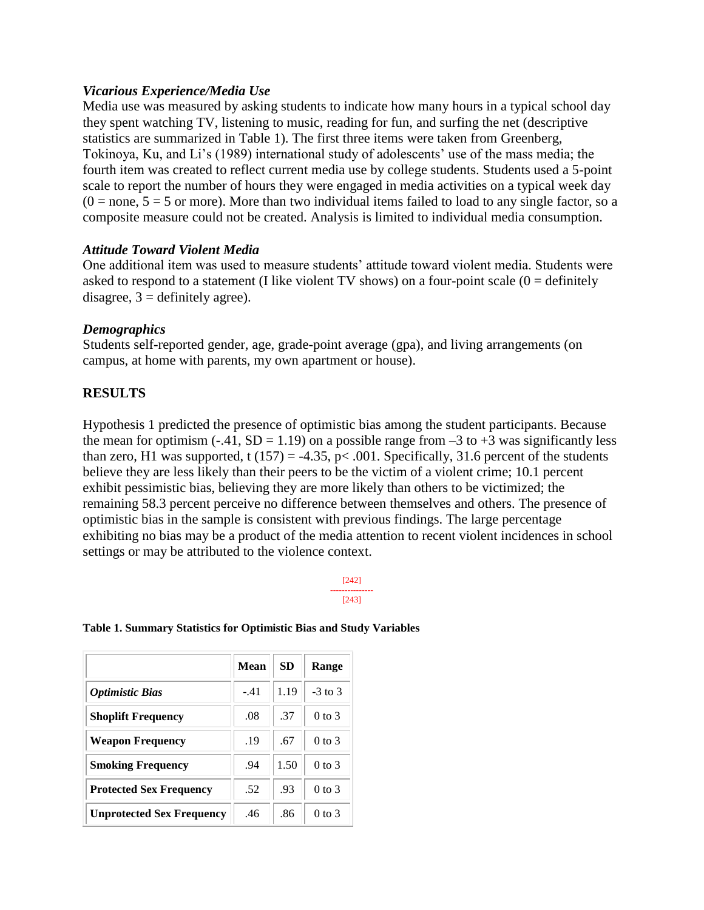### *Vicarious Experience/Media Use*

Media use was measured by asking students to indicate how many hours in a typical school day they spent watching TV, listening to music, reading for fun, and surfing the net (descriptive statistics are summarized in Table 1). The first three items were taken from Greenberg, Tokinoya, Ku, and Li's (1989) international study of adolescents' use of the mass media; the fourth item was created to reflect current media use by college students. Students used a 5-point scale to report the number of hours they were engaged in media activities on a typical week day (0 = none, 5 = 5 or more). More than two individual items failed to load to any single factor, so a composite measure could not be created. Analysis is limited to individual media consumption.

### *Attitude Toward Violent Media*

One additional item was used to measure students' attitude toward violent media. Students were asked to respond to a statement (I like violent TV shows) on a four-point scale (0 = definitely disagree, 3 = definitely agree).

### *Demographics*

Students self-reported gender, age, grade-point average (gpa), and living arrangements (on campus, at home with parents, my own apartment or house).

## RESULTS

Hypothesis 1 predicted the presence of optimistic bias among the student participants. Because the mean for optimism (-.41, SD = 1.19) on a possible range from –3 to +3 was significantly less than zero, H1 was supported, $t(157) = -4.35$, $p < .001$. Specifically, 31.6 percent of the students believe they are less likely than their peers to be the victim of a violent crime; 10.1 percent exhibit pessimistic bias, believing they are more likely than others to be victimized; the remaining 58.3 percent perceive no difference between themselves and others. The presence of optimistic bias in the sample is consistent with previous findings. The large percentage exhibiting no bias may be a product of the media attention to recent violent incidences in school settings or may be attributed to the violence context.

**Table 1. Summary Statistics for Optimistic Bias and Study Variables**

| | Mean | SD | Range |
|---|---|---|---|
| ***Optimistic Bias*** | -.41 | 1.19 | -3 to 3 |
| **Shoplift Frequency** | .08 | .37 | 0 to 3 |
| **Weapon Frequency** | .19 | .67 | 0 to 3 |
| **Smoking Frequency** | .94 | 1.50 | 0 to 3 |
| **Protected Sex Frequency** | .52 | .93 | 0 to 3 |
| **Unprotected Sex Frequency** | .46 | .86 | 0 to 3 |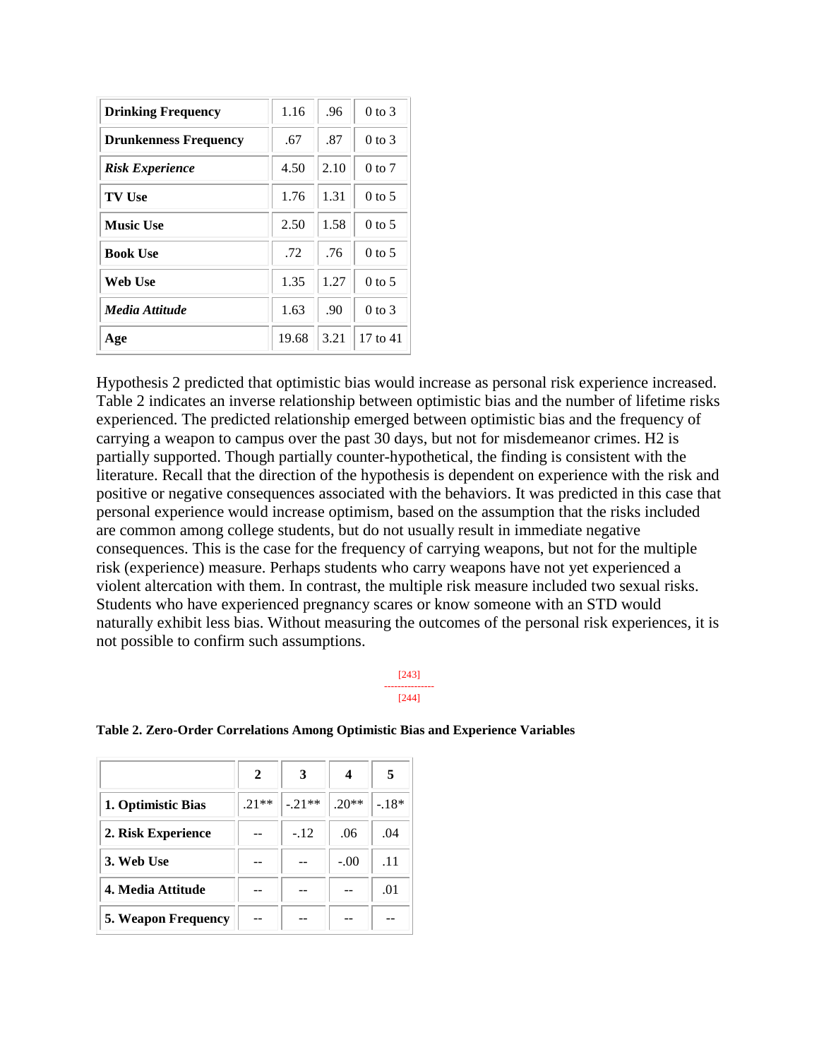| | | | |
|---|---|---|---|
| **Drinking Frequency** | 1.16 | .96 | 0 to 3 |
| **Drunkenness Frequency** | .67 | .87 | 0 to 3 |
| ***Risk Experience*** | 4.50 | 2.10 | 0 to 7 |
| **TV Use** | 1.76 | 1.31 | 0 to 5 |
| **Music Use** | 2.50 | 1.58 | 0 to 5 |
| **Book Use** | .72 | .76 | 0 to 5 |
| **Web Use** | 1.35 | 1.27 | 0 to 5 |
| ***Media Attitude*** | 1.63 | .90 | 0 to 3 |
| **Age** | 19.68 | 3.21 | 17 to 41 |

Hypothesis 2 predicted that optimistic bias would increase as personal risk experience increased. Table 2 indicates an inverse relationship between optimistic bias and the number of lifetime risks experienced. The predicted relationship emerged between optimistic bias and the frequency of carrying a weapon to campus over the past 30 days, but not for misdemeanor crimes. H2 is partially supported. Though partially counter-hypothetical, the finding is consistent with the literature. Recall that the direction of the hypothesis is dependent on experience with the risk and positive or negative consequences associated with the behaviors. It was predicted in this case that personal experience would increase optimism, based on the assumption that the risks included are common among college students, but do not usually result in immediate negative consequences. This is the case for the frequency of carrying weapons, but not for the multiple risk (experience) measure. Perhaps students who carry weapons have not yet experienced a violent altercation with them. In contrast, the multiple risk measure included two sexual risks. Students who have experienced pregnancy scares or know someone with an STD would naturally exhibit less bias. Without measuring the outcomes of the personal risk experiences, it is not possible to confirm such assumptions.

[243]
---------------
[244]

**Table 2. Zero-Order Correlations Among Optimistic Bias and Experience Variables**

| | 2 | 3 | 4 | 5 |
|---|---|---|---|---|
| **1. Optimistic Bias** | .21** | -.21** | .20** | -.18* |
| **2. Risk Experience** | -- | -.12 | .06 | .04 |
| **3. Web Use** | -- | -- | -.00 | .11 |
| **4. Media Attitude** | -- | -- | -- | .01 |
| **5. Weapon Frequency** | -- | -- | -- | -- |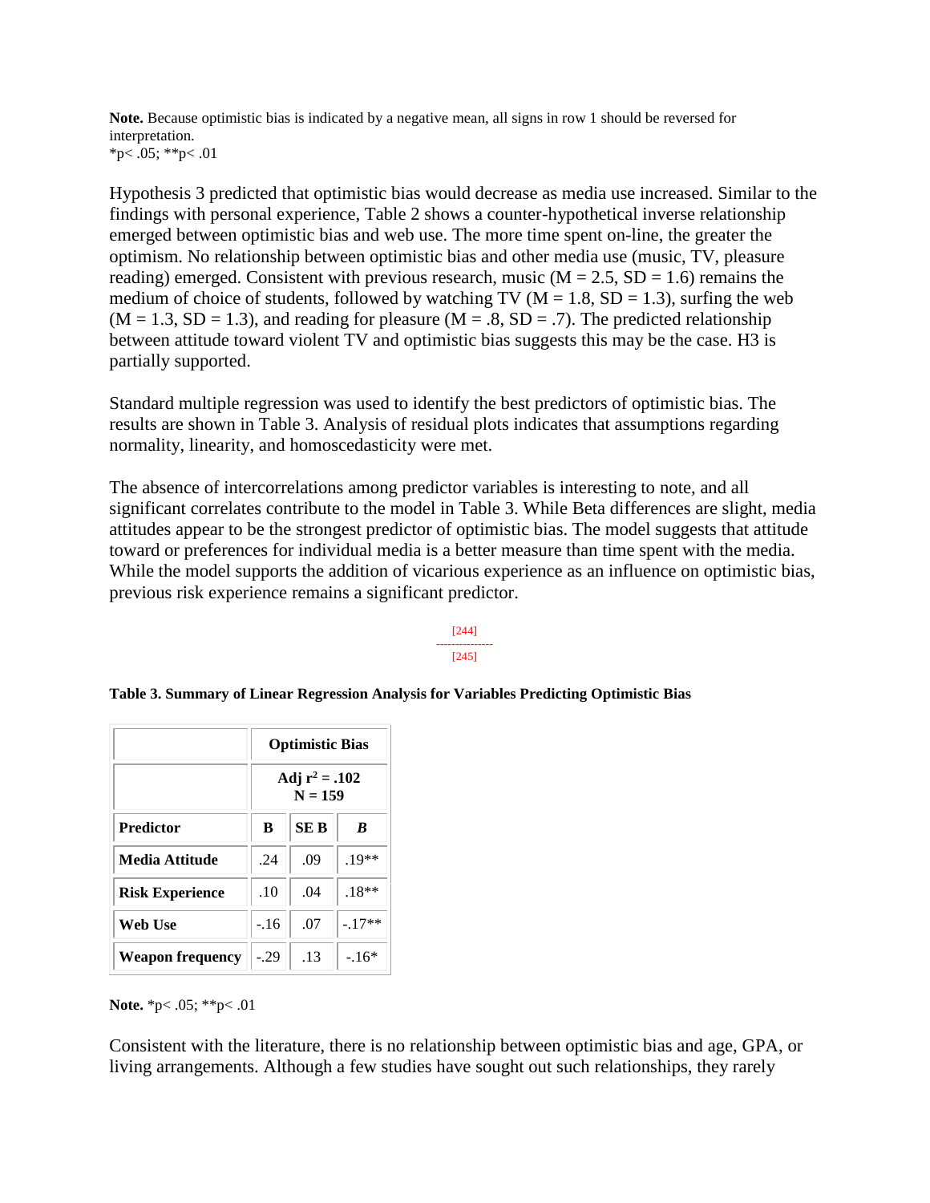**Note.** Because optimistic bias is indicated by a negative mean, all signs in row 1 should be reversed for interpretation.
*p< .05; **p< .01

Hypothesis 3 predicted that optimistic bias would decrease as media use increased. Similar to the findings with personal experience, Table 2 shows a counter-hypothetical inverse relationship emerged between optimistic bias and web use. The more time spent on-line, the greater the optimism. No relationship between optimistic bias and other media use (music, TV, pleasure reading) emerged. Consistent with previous research, music (M = 2.5, SD = 1.6) remains the medium of choice of students, followed by watching TV (M = 1.8, SD = 1.3), surfing the web (M = 1.3, SD = 1.3), and reading for pleasure (M = .8, SD = .7). The predicted relationship between attitude toward violent TV and optimistic bias suggests this may be the case. H3 is partially supported.

Standard multiple regression was used to identify the best predictors of optimistic bias. The results are shown in Table 3. Analysis of residual plots indicates that assumptions regarding normality, linearity, and homoscedasticity were met.

The absence of intercorrelations among predictor variables is interesting to note, and all significant correlates contribute to the model in Table 3. While Beta differences are slight, media attitudes appear to be the strongest predictor of optimistic bias. The model suggests that attitude toward or preferences for individual media is a better measure than time spent with the media. While the model supports the addition of vicarious experience as an influence on optimistic bias, previous risk experience remains a significant predictor.

[244]
---------------
[245]

**Table 3. Summary of Linear Regression Analysis for Variables Predicting Optimistic Bias**

| | **Optimistic Bias** | | |
|---|---|---|---|
| | **Adj $r^2$ = .102** **N = 159** | | |
| **Predictor** | **B** | **SE B** | ***B*** |
| **Media Attitude** | .24 | .09 | .19** |
| **Risk Experience** | .10 | .04 | .18** |
| **Web Use** | -.16 | .07 | -.17** |
| **Weapon frequency** | -.29 | .13 | -.16* |

**Note.** *p< .05; **p< .01

Consistent with the literature, there is no relationship between optimistic bias and age, GPA, or living arrangements. Although a few studies have sought out such relationships, they rarely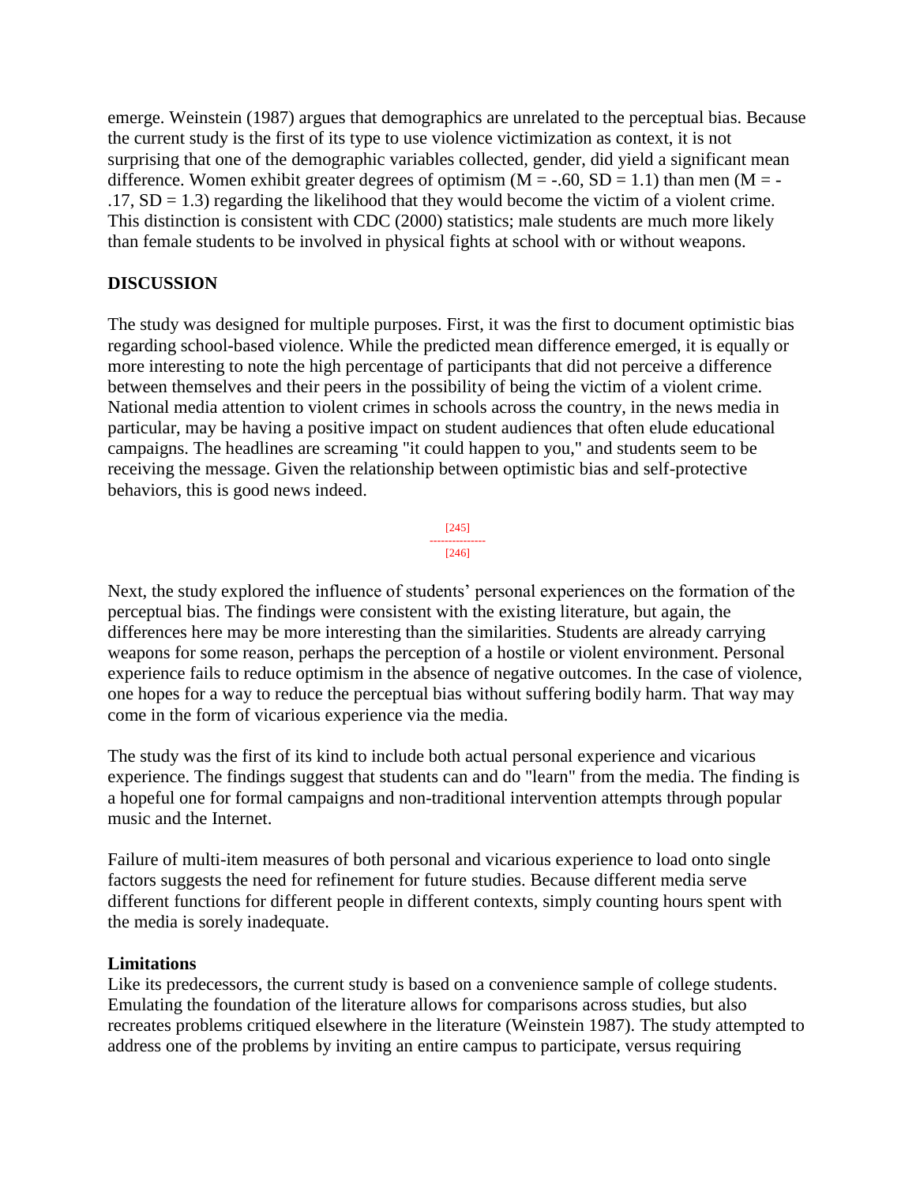emerge. Weinstein (1987) argues that demographics are unrelated to the perceptual bias. Because the current study is the first of its type to use violence victimization as context, it is not surprising that one of the demographic variables collected, gender, did yield a significant mean difference. Women exhibit greater degrees of optimism ($M = -.60$, $SD = 1.1$) than men ($M = -.17$, $SD = 1.3$) regarding the likelihood that they would become the victim of a violent crime. This distinction is consistent with CDC (2000) statistics; male students are much more likely than female students to be involved in physical fights at school with or without weapons.

## DISCUSSION

The study was designed for multiple purposes. First, it was the first to document optimistic bias regarding school-based violence. While the predicted mean difference emerged, it is equally or more interesting to note the high percentage of participants that did not perceive a difference between themselves and their peers in the possibility of being the victim of a violent crime. National media attention to violent crimes in schools across the country, in the news media in particular, may be having a positive impact on student audiences that often elude educational campaigns. The headlines are screaming "it could happen to you," and students seem to be receiving the message. Given the relationship between optimistic bias and self-protective behaviors, this is good news indeed.

Next, the study explored the influence of students' personal experiences on the formation of the perceptual bias. The findings were consistent with the existing literature, but again, the differences here may be more interesting than the similarities. Students are already carrying weapons for some reason, perhaps the perception of a hostile or violent environment. Personal experience fails to reduce optimism in the absence of negative outcomes. In the case of violence, one hopes for a way to reduce the perceptual bias without suffering bodily harm. That way may come in the form of vicarious experience via the media.

The study was the first of its kind to include both actual personal experience and vicarious experience. The findings suggest that students can and do "learn" from the media. The finding is a hopeful one for formal campaigns and non-traditional intervention attempts through popular music and the Internet.

Failure of multi-item measures of both personal and vicarious experience to load onto single factors suggests the need for refinement for future studies. Because different media serve different functions for different people in different contexts, simply counting hours spent with the media is sorely inadequate.

### Limitations

Like its predecessors, the current study is based on a convenience sample of college students. Emulating the foundation of the literature allows for comparisons across studies, but also recreates problems critiqued elsewhere in the literature (Weinstein 1987). The study attempted to address one of the problems by inviting an entire campus to participate, versus requiring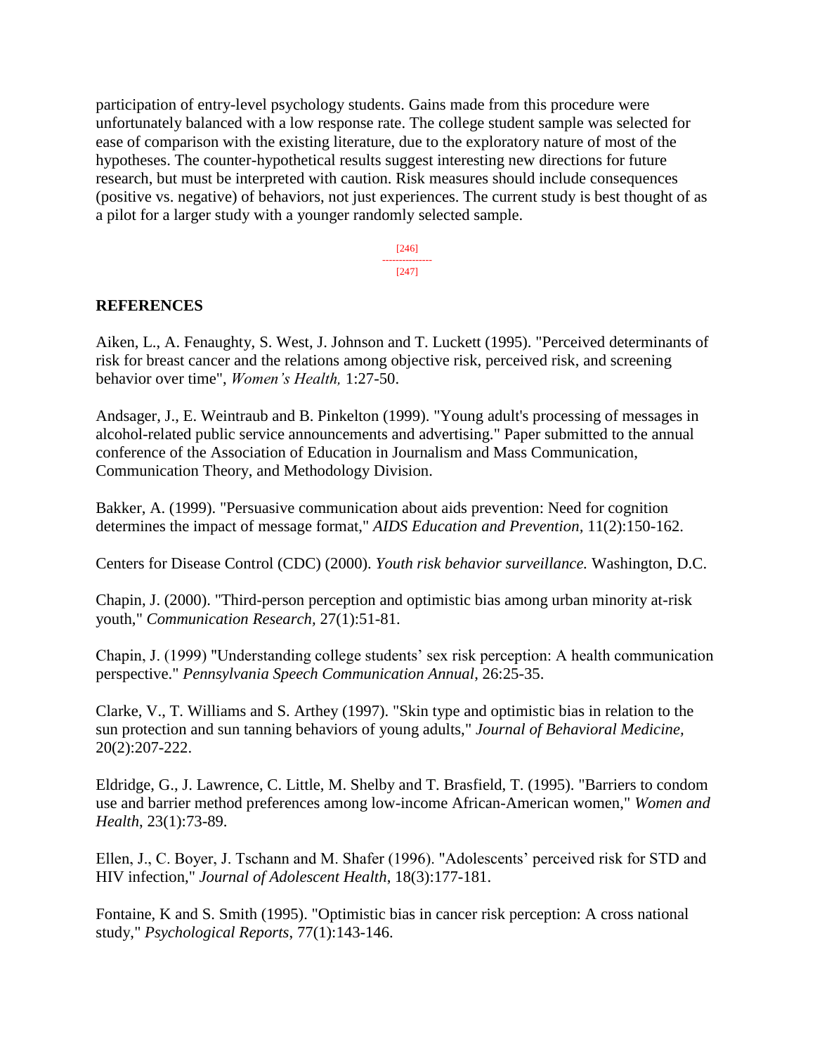participation of entry-level psychology students. Gains made from this procedure were unfortunately balanced with a low response rate. The college student sample was selected for ease of comparison with the existing literature, due to the exploratory nature of most of the hypotheses. The counter-hypothetical results suggest interesting new directions for future research, but must be interpreted with caution. Risk measures should include consequences (positive vs. negative) of behaviors, not just experiences. The current study is best thought of as a pilot for a larger study with a younger randomly selected sample.

## REFERENCES

Aiken, L., A. Fenaughty, S. West, J. Johnson and T. Luckett (1995). "Perceived determinants of risk for breast cancer and the relations among objective risk, perceived risk, and screening behavior over time", *Women's Health,* 1:27-50.

Andsager, J., E. Weintraub and B. Pinkelton (1999). "Young adult's processing of messages in alcohol-related public service announcements and advertising." Paper submitted to the annual conference of the Association of Education in Journalism and Mass Communication, Communication Theory, and Methodology Division.

Bakker, A. (1999). "Persuasive communication about aids prevention: Need for cognition determines the impact of message format," *AIDS Education and Prevention*, 11(2):150-162.

Centers for Disease Control (CDC) (2000). *Youth risk behavior surveillance.* Washington, D.C.

Chapin, J. (2000). "Third-person perception and optimistic bias among urban minority at-risk youth," *Communication Research*, 27(1):51-81.

Chapin, J. (1999) "Understanding college students' sex risk perception: A health communication perspective." *Pennsylvania Speech Communication Annual*, 26:25-35.

Clarke, V., T. Williams and S. Arthey (1997). "Skin type and optimistic bias in relation to the sun protection and sun tanning behaviors of young adults," *Journal of Behavioral Medicine,* 20(2):207-222.

Eldridge, G., J. Lawrence, C. Little, M. Shelby and T. Brasfield, T. (1995). "Barriers to condom use and barrier method preferences among low-income African-American women," *Women and Health*, 23(1):73-89.

Ellen, J., C. Boyer, J. Tschann and M. Shafer (1996). "Adolescents' perceived risk for STD and HIV infection," *Journal of Adolescent Health*, 18(3):177-181.

Fontaine, K and S. Smith (1995). "Optimistic bias in cancer risk perception: A cross national study," *Psychological Reports*, 77(1):143-146.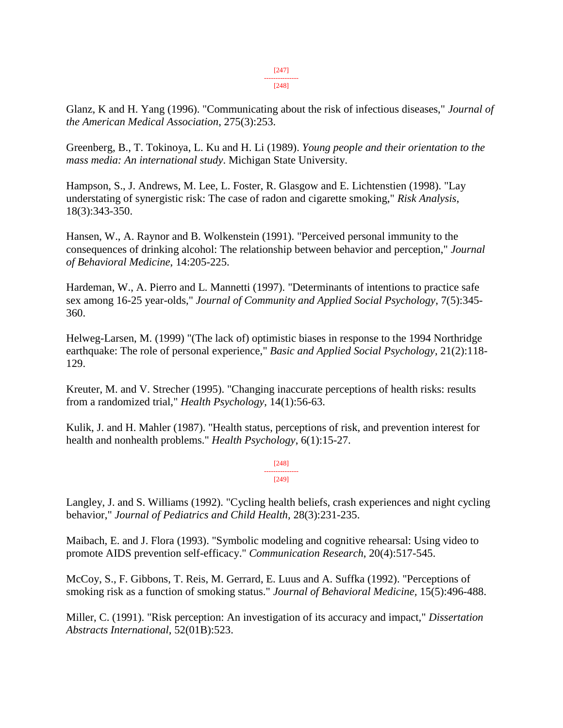Glanz, K and H. Yang (1996). "Communicating about the risk of infectious diseases," *Journal of the American Medical Association*, 275(3):253.

Greenberg, B., T. Tokinoya, L. Ku and H. Li (1989). *Young people and their orientation to the mass media: An international study*. Michigan State University.

Hampson, S., J. Andrews, M. Lee, L. Foster, R. Glasgow and E. Lichtenstien (1998). "Lay understating of synergistic risk: The case of radon and cigarette smoking," *Risk Analysis*, 18(3):343-350.

Hansen, W., A. Raynor and B. Wolkenstein (1991). "Perceived personal immunity to the consequences of drinking alcohol: The relationship between behavior and perception," *Journal of Behavioral Medicine*, 14:205-225.

Hardeman, W., A. Pierro and L. Mannetti (1997). "Determinants of intentions to practice safe sex among 16-25 year-olds," *Journal of Community and Applied Social Psychology*, 7(5):345-360.

Helweg-Larsen, M. (1999) "(The lack of) optimistic biases in response to the 1994 Northridge earthquake: The role of personal experience," *Basic and Applied Social Psychology*, 21(2):118-129.

Kreuter, M. and V. Strecher (1995). "Changing inaccurate perceptions of health risks: results from a randomized trial," *Health Psychology*, 14(1):56-63.

Kulik, J. and H. Mahler (1987). "Health status, perceptions of risk, and prevention interest for health and nonhealth problems." *Health Psychology*, 6(1):15-27.

Langley, J. and S. Williams (1992). "Cycling health beliefs, crash experiences and night cycling behavior," *Journal of Pediatrics and Child Health*, 28(3):231-235.

Maibach, E. and J. Flora (1993). "Symbolic modeling and cognitive rehearsal: Using video to promote AIDS prevention self-efficacy." *Communication Research*, 20(4):517-545.

McCoy, S., F. Gibbons, T. Reis, M. Gerrard, E. Luus and A. Suffka (1992). "Perceptions of smoking risk as a function of smoking status." *Journal of Behavioral Medicine*, 15(5):496-488.

Miller, C. (1991). "Risk perception: An investigation of its accuracy and impact," *Dissertation Abstracts International*, 52(01B):523.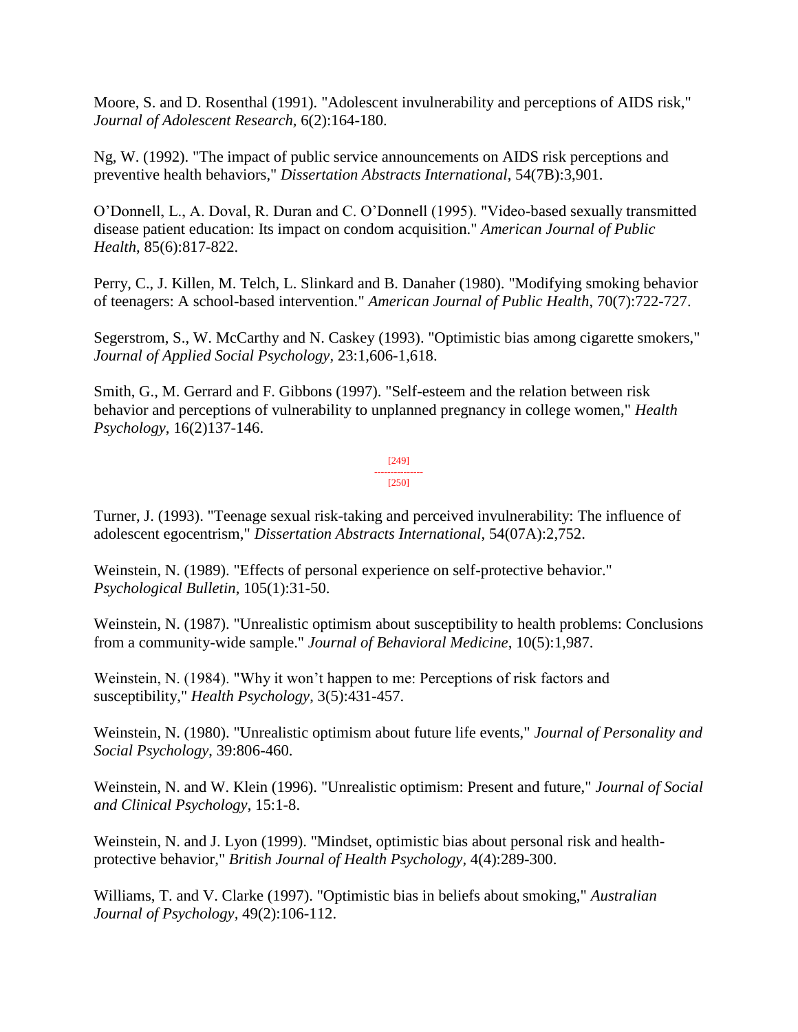Moore, S. and D. Rosenthal (1991). "Adolescent invulnerability and perceptions of AIDS risk," *Journal of Adolescent Research,* 6(2):164-180.

Ng, W. (1992). "The impact of public service announcements on AIDS risk perceptions and preventive health behaviors," *Dissertation Abstracts International*, 54(7B):3,901.

O'Donnell, L., A. Doval, R. Duran and C. O'Donnell (1995). "Video-based sexually transmitted disease patient education: Its impact on condom acquisition." *American Journal of Public Health*, 85(6):817-822.

Perry, C., J. Killen, M. Telch, L. Slinkard and B. Danaher (1980). "Modifying smoking behavior of teenagers: A school-based intervention." *American Journal of Public Health*, 70(7):722-727.

Segerstrom, S., W. McCarthy and N. Caskey (1993). "Optimistic bias among cigarette smokers," *Journal of Applied Social Psychology,* 23:1,606-1,618.

Smith, G., M. Gerrard and F. Gibbons (1997). "Self-esteem and the relation between risk behavior and perceptions of vulnerability to unplanned pregnancy in college women," *Health Psychology*, 16(2)137-146.

Turner, J. (1993). "Teenage sexual risk-taking and perceived invulnerability: The influence of adolescent egocentrism," *Dissertation Abstracts International*, 54(07A):2,752.

Weinstein, N. (1989). "Effects of personal experience on self-protective behavior." *Psychological Bulletin*, 105(1):31-50.

Weinstein, N. (1987). "Unrealistic optimism about susceptibility to health problems: Conclusions from a community-wide sample." *Journal of Behavioral Medicine*, 10(5):1,987.

Weinstein, N. (1984). "Why it won't happen to me: Perceptions of risk factors and susceptibility," *Health Psychology*, 3(5):431-457.

Weinstein, N. (1980). "Unrealistic optimism about future life events," *Journal of Personality and Social Psychology,* 39:806-460.

Weinstein, N. and W. Klein (1996). "Unrealistic optimism: Present and future," *Journal of Social and Clinical Psychology*, 15:1-8.

Weinstein, N. and J. Lyon (1999). "Mindset, optimistic bias about personal risk and health-protective behavior," *British Journal of Health Psychology*, 4(4):289-300.

Williams, T. and V. Clarke (1997). "Optimistic bias in beliefs about smoking," *Australian Journal of Psychology,* 49(2):106-112.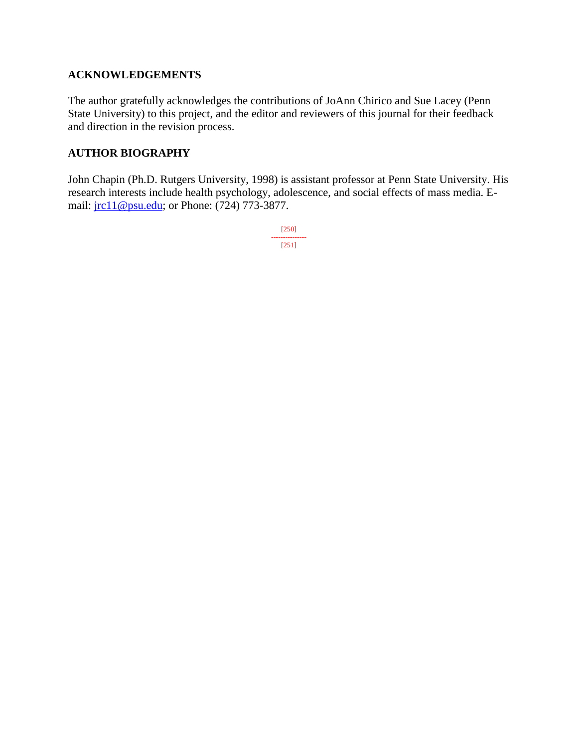## ACKNOWLEDGEMENTS

The author gratefully acknowledges the contributions of JoAnn Chirico and Sue Lacey (Penn State University) to this project, and the editor and reviewers of this journal for their feedback and direction in the revision process.

## AUTHOR BIOGRAPHY

John Chapin (Ph.D. Rutgers University, 1998) is assistant professor at Penn State University. His research interests include health psychology, adolescence, and social effects of mass media. E-mail: jrc11@psu.edu; or Phone: (724) 773-3877.